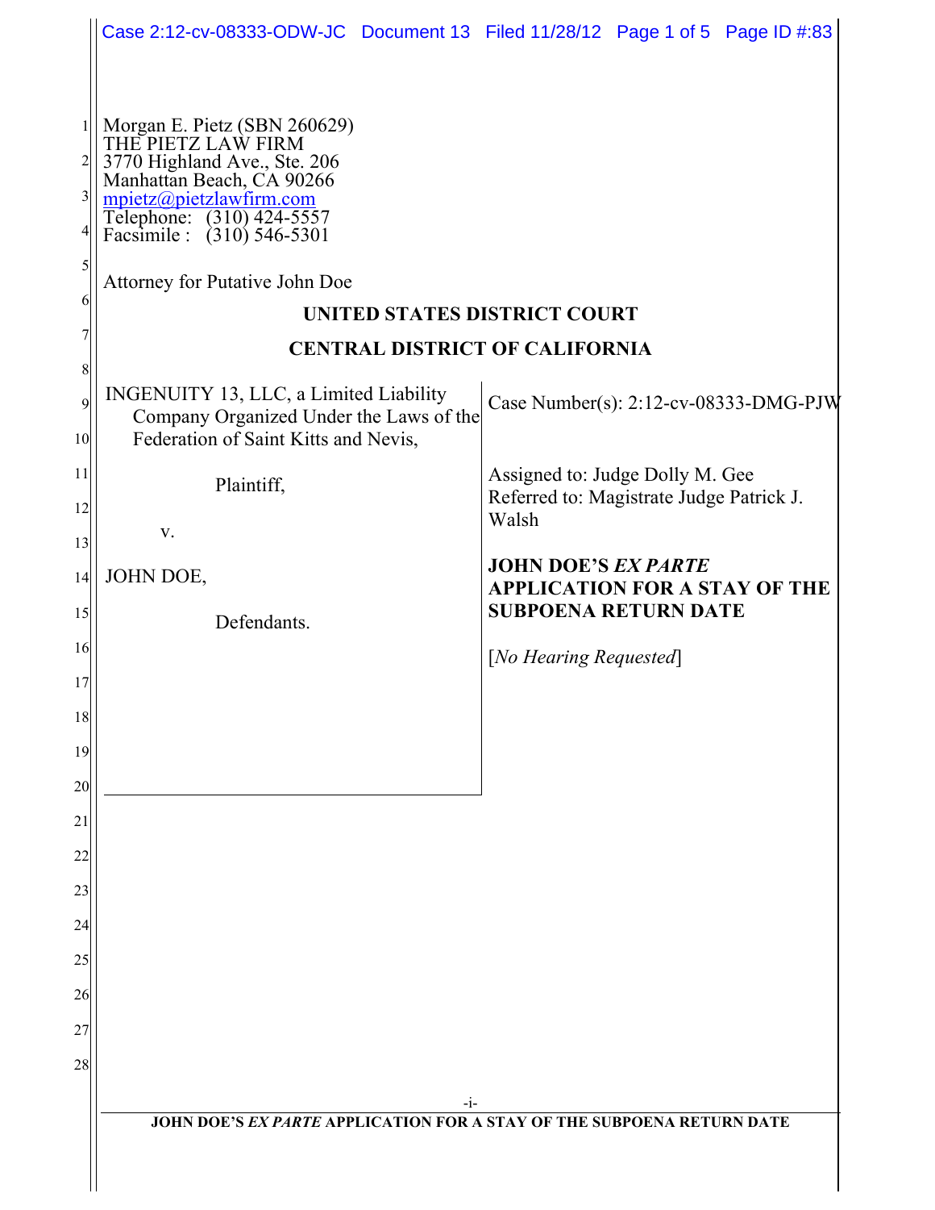Morgan E. Pietz (SBN 260629)
THE PIETZ LAW FIRM
3770 Highland Ave., Ste. 206
Manhattan Beach, CA 90266
mpietz@pietzlawfirm.com
Telephone: (310) 424-5557
Facsimile : (310) 546-5301

Attorney for Putative John Doe

**UNITED STATES DISTRICT COURT**

**CENTRAL DISTRICT OF CALIFORNIA**

INGENUITY 13, LLC, a Limited Liability Company Organized Under the Laws of the Federation of Saint Kitts and Nevis,

Plaintiff,

v.

JOHN DOE,

Defendants.

Case Number(s): 2:12-cv-08333-DMG-PJW

Assigned to: Judge Dolly M. Gee
Referred to: Magistrate Judge Patrick J. Walsh

**JOHN DOE'S *EX PARTE* APPLICATION FOR A STAY OF THE SUBPOENA RETURN DATE**

[*No Hearing Requested*]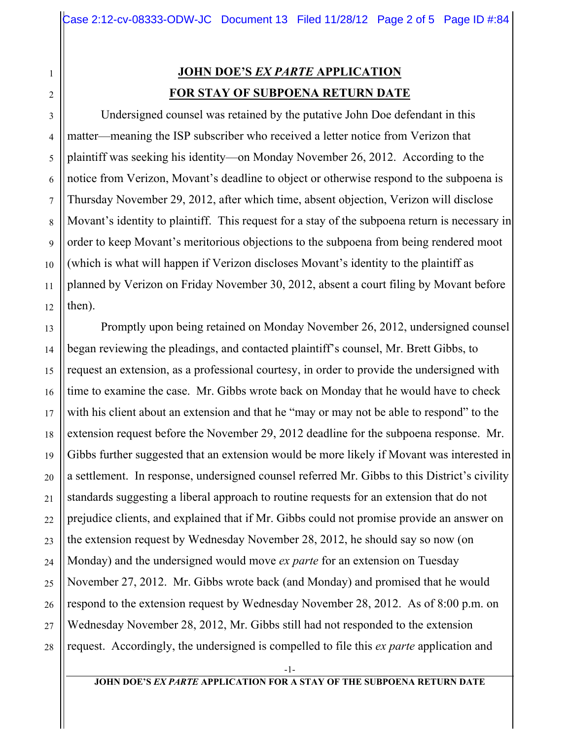## JOHN DOE'S *EX PARTE* APPLICATION FOR STAY OF SUBPOENA RETURN DATE

Undersigned counsel was retained by the putative John Doe defendant in this matter—meaning the ISP subscriber who received a letter notice from Verizon that plaintiff was seeking his identity—on Monday November 26, 2012. According to the notice from Verizon, Movant's deadline to object or otherwise respond to the subpoena is Thursday November 29, 2012, after which time, absent objection, Verizon will disclose Movant's identity to plaintiff. This request for a stay of the subpoena return is necessary in order to keep Movant's meritorious objections to the subpoena from being rendered moot (which is what will happen if Verizon discloses Movant's identity to the plaintiff as planned by Verizon on Friday November 30, 2012, absent a court filing by Movant before then).

Promptly upon being retained on Monday November 26, 2012, undersigned counsel began reviewing the pleadings, and contacted plaintiff's counsel, Mr. Brett Gibbs, to request an extension, as a professional courtesy, in order to provide the undersigned with time to examine the case. Mr. Gibbs wrote back on Monday that he would have to check with his client about an extension and that he "may or may not be able to respond" to the extension request before the November 29, 2012 deadline for the subpoena response. Mr. Gibbs further suggested that an extension would be more likely if Movant was interested in a settlement. In response, undersigned counsel referred Mr. Gibbs to this District's civility standards suggesting a liberal approach to routine requests for an extension that do not prejudice clients, and explained that if Mr. Gibbs could not promise provide an answer on the extension request by Wednesday November 28, 2012, he should say so now (on Monday) and the undersigned would move *ex parte* for an extension on Tuesday November 27, 2012. Mr. Gibbs wrote back (and Monday) and promised that he would respond to the extension request by Wednesday November 28, 2012. As of 8:00 p.m. on Wednesday November 28, 2012, Mr. Gibbs still had not responded to the extension request. Accordingly, the undersigned is compelled to file this *ex parte* application and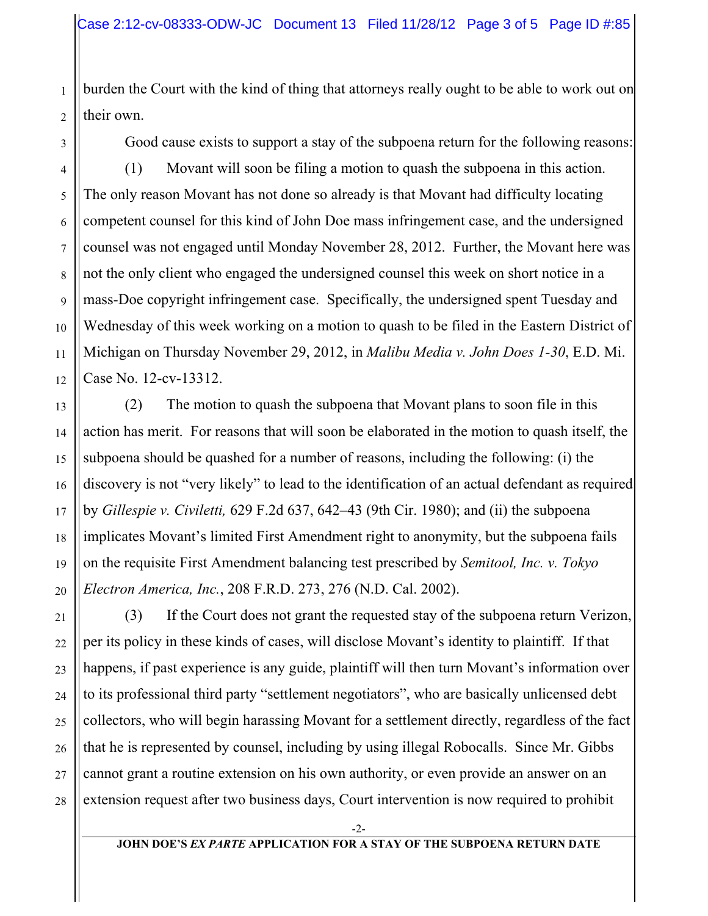burden the Court with the kind of thing that attorneys really ought to be able to work out on their own.

Good cause exists to support a stay of the subpoena return for the following reasons:

(1) Movant will soon be filing a motion to quash the subpoena in this action. The only reason Movant has not done so already is that Movant had difficulty locating competent counsel for this kind of John Doe mass infringement case, and the undersigned counsel was not engaged until Monday November 28, 2012. Further, the Movant here was not the only client who engaged the undersigned counsel this week on short notice in a mass-Doe copyright infringement case. Specifically, the undersigned spent Tuesday and Wednesday of this week working on a motion to quash to be filed in the Eastern District of Michigan on Thursday November 29, 2012, in *Malibu Media v. John Does 1-30*, E.D. Mi. Case No. 12-cv-13312.

(2) The motion to quash the subpoena that Movant plans to soon file in this action has merit. For reasons that will soon be elaborated in the motion to quash itself, the subpoena should be quashed for a number of reasons, including the following: (i) the discovery is not "very likely" to lead to the identification of an actual defendant as required by *Gillespie v. Civiletti,* 629 F.2d 637, 642–43 (9th Cir. 1980); and (ii) the subpoena implicates Movant's limited First Amendment right to anonymity, but the subpoena fails on the requisite First Amendment balancing test prescribed by *Semitool, Inc. v. Tokyo Electron America, Inc.*, 208 F.R.D. 273, 276 (N.D. Cal. 2002).

(3) If the Court does not grant the requested stay of the subpoena return Verizon, per its policy in these kinds of cases, will disclose Movant's identity to plaintiff. If that happens, if past experience is any guide, plaintiff will then turn Movant's information over to its professional third party "settlement negotiators", who are basically unlicensed debt collectors, who will begin harassing Movant for a settlement directly, regardless of the fact that he is represented by counsel, including by using illegal Robocalls. Since Mr. Gibbs cannot grant a routine extension on his own authority, or even provide an answer on an extension request after two business days, Court intervention is now required to prohibit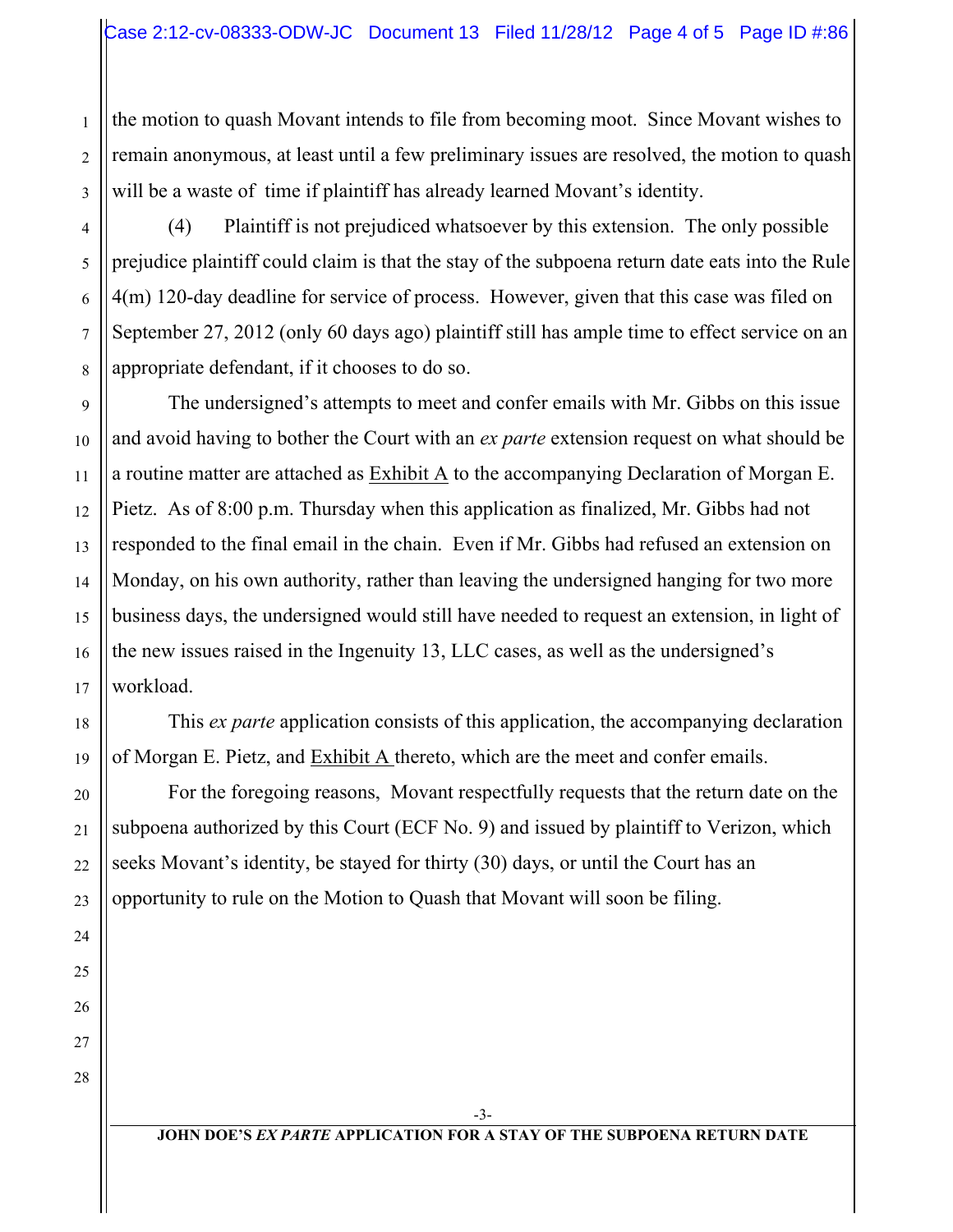the motion to quash Movant intends to file from becoming moot. Since Movant wishes to remain anonymous, at least until a few preliminary issues are resolved, the motion to quash will be a waste of time if plaintiff has already learned Movant's identity.

(4) Plaintiff is not prejudiced whatsoever by this extension. The only possible prejudice plaintiff could claim is that the stay of the subpoena return date eats into the Rule 4(m) 120-day deadline for service of process. However, given that this case was filed on September 27, 2012 (only 60 days ago) plaintiff still has ample time to effect service on an appropriate defendant, if it chooses to do so.

The undersigned's attempts to meet and confer emails with Mr. Gibbs on this issue and avoid having to bother the Court with an *ex parte* extension request on what should be a routine matter are attached as Exhibit A to the accompanying Declaration of Morgan E. Pietz. As of 8:00 p.m. Thursday when this application as finalized, Mr. Gibbs had not responded to the final email in the chain. Even if Mr. Gibbs had refused an extension on Monday, on his own authority, rather than leaving the undersigned hanging for two more business days, the undersigned would still have needed to request an extension, in light of the new issues raised in the Ingenuity 13, LLC cases, as well as the undersigned's workload.

This *ex parte* application consists of this application, the accompanying declaration of Morgan E. Pietz, and Exhibit A thereto, which are the meet and confer emails.

For the foregoing reasons, Movant respectfully requests that the return date on the subpoena authorized by this Court (ECF No. 9) and issued by plaintiff to Verizon, which seeks Movant's identity, be stayed for thirty (30) days, or until the Court has an opportunity to rule on the Motion to Quash that Movant will soon be filing.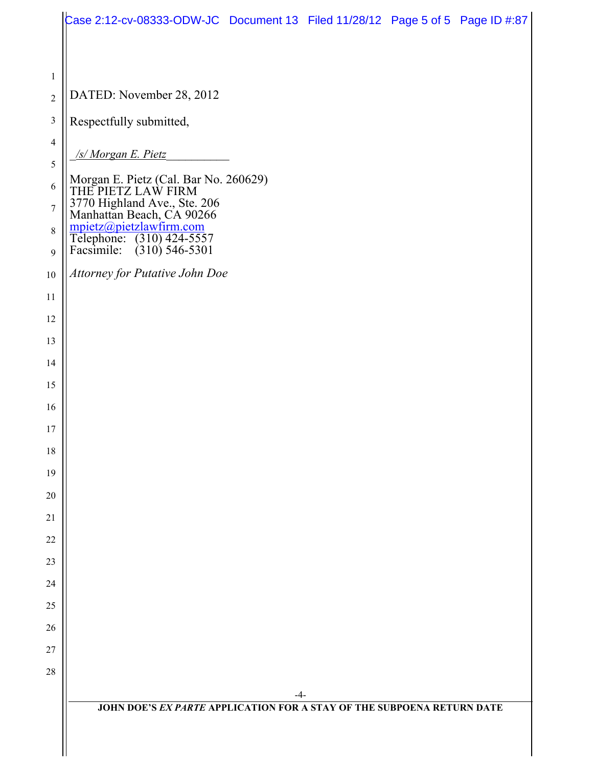DATED: November 28, 2012

Respectfully submitted,

_/s/ Morgan E. Pietz___________

Morgan E. Pietz (Cal. Bar No. 260629)
THE PIETZ LAW FIRM
3770 Highland Ave., Ste. 206
Manhattan Beach, CA 90266
mpietz@pietzlawfirm.com
Telephone: (310) 424-5557
Facsimile: (310) 546-5301

*Attorney for Putative John Doe*